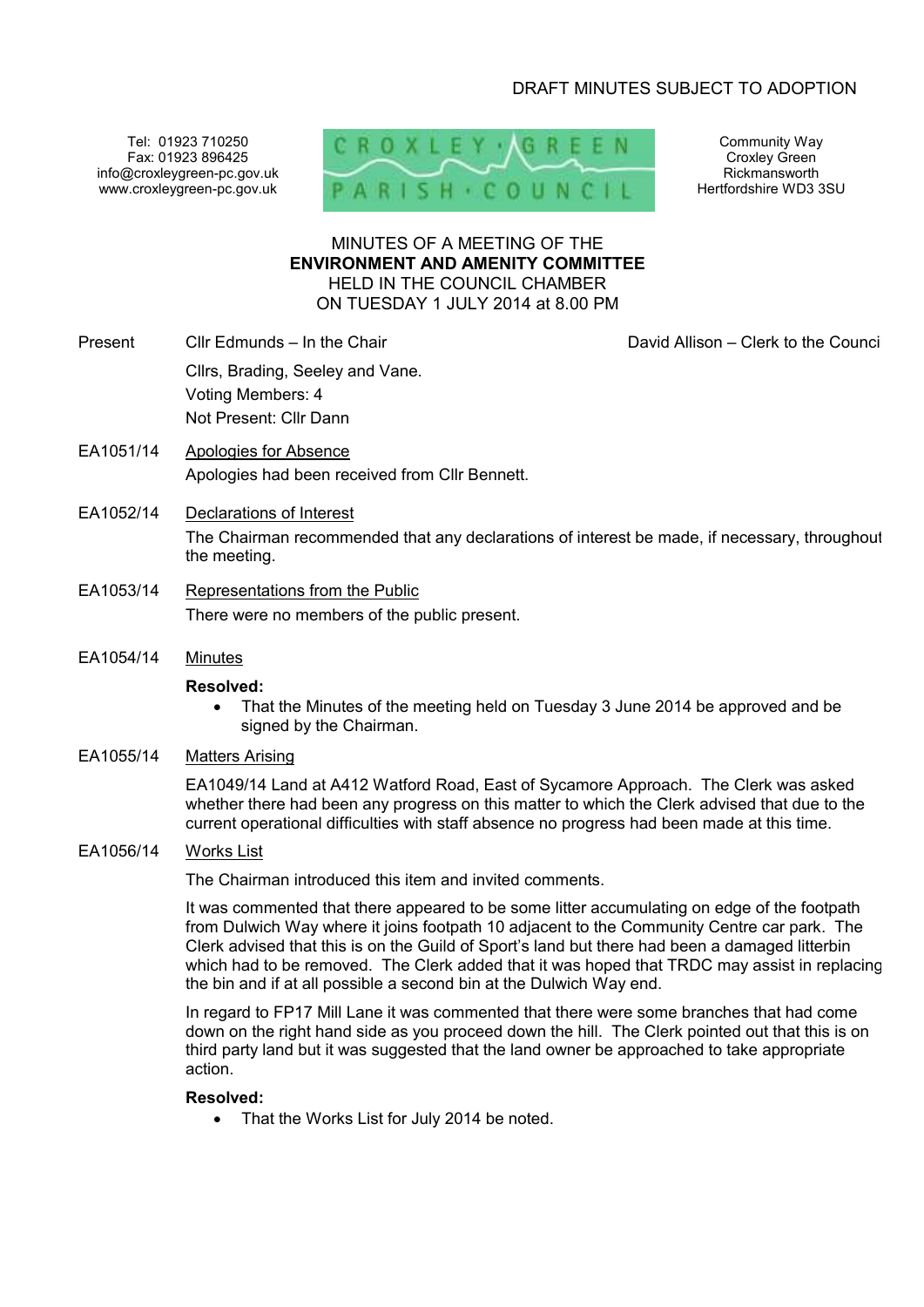DRAFT MINUTES SUBJECT TO ADOPTION

Tel: 01923 710250
Fax: 01923 896425
info@croxleygreen-pc.gov.uk
www.croxleygreen-pc.gov.uk

CROXLEY GREEN PARISH COUNCIL

Community Way
Croxley Green
Rickmansworth
Hertfordshire WD3 3SU

MINUTES OF A MEETING OF THE
**ENVIRONMENT AND AMENITY COMMITTEE**
HELD IN THE COUNCIL CHAMBER
ON TUESDAY 1 JULY 2014 at 8.00 PM

Present: Cllr Edmunds – In the Chair — David Allison – Clerk to the Council

Cllrs, Brading, Seeley and Vane.
Voting Members: 4
Not Present: Cllr Dann

**EA1051/14 Apologies for Absence**

Apologies had been received from Cllr Bennett.

**EA1052/14 Declarations of Interest**

The Chairman recommended that any declarations of interest be made, if necessary, throughout the meeting.

**EA1053/14 Representations from the Public**

There were no members of the public present.

**EA1054/14 Minutes**

**Resolved:**

- That the Minutes of the meeting held on Tuesday 3 June 2014 be approved and be signed by the Chairman.

**EA1055/14 Matters Arising**

EA1049/14 Land at A412 Watford Road, East of Sycamore Approach. The Clerk was asked whether there had been any progress on this matter to which the Clerk advised that due to the current operational difficulties with staff absence no progress had been made at this time.

**EA1056/14 Works List**

The Chairman introduced this item and invited comments.

It was commented that there appeared to be some litter accumulating on edge of the footpath from Dulwich Way where it joins footpath 10 adjacent to the Community Centre car park. The Clerk advised that this is on the Guild of Sport's land but there had been a damaged litterbin which had to be removed. The Clerk added that it was hoped that TRDC may assist in replacing the bin and if at all possible a second bin at the Dulwich Way end.

In regard to FP17 Mill Lane it was commented that there were some branches that had come down on the right hand side as you proceed down the hill. The Clerk pointed out that this is on third party land but it was suggested that the land owner be approached to take appropriate action.

**Resolved:**

- That the Works List for July 2014 be noted.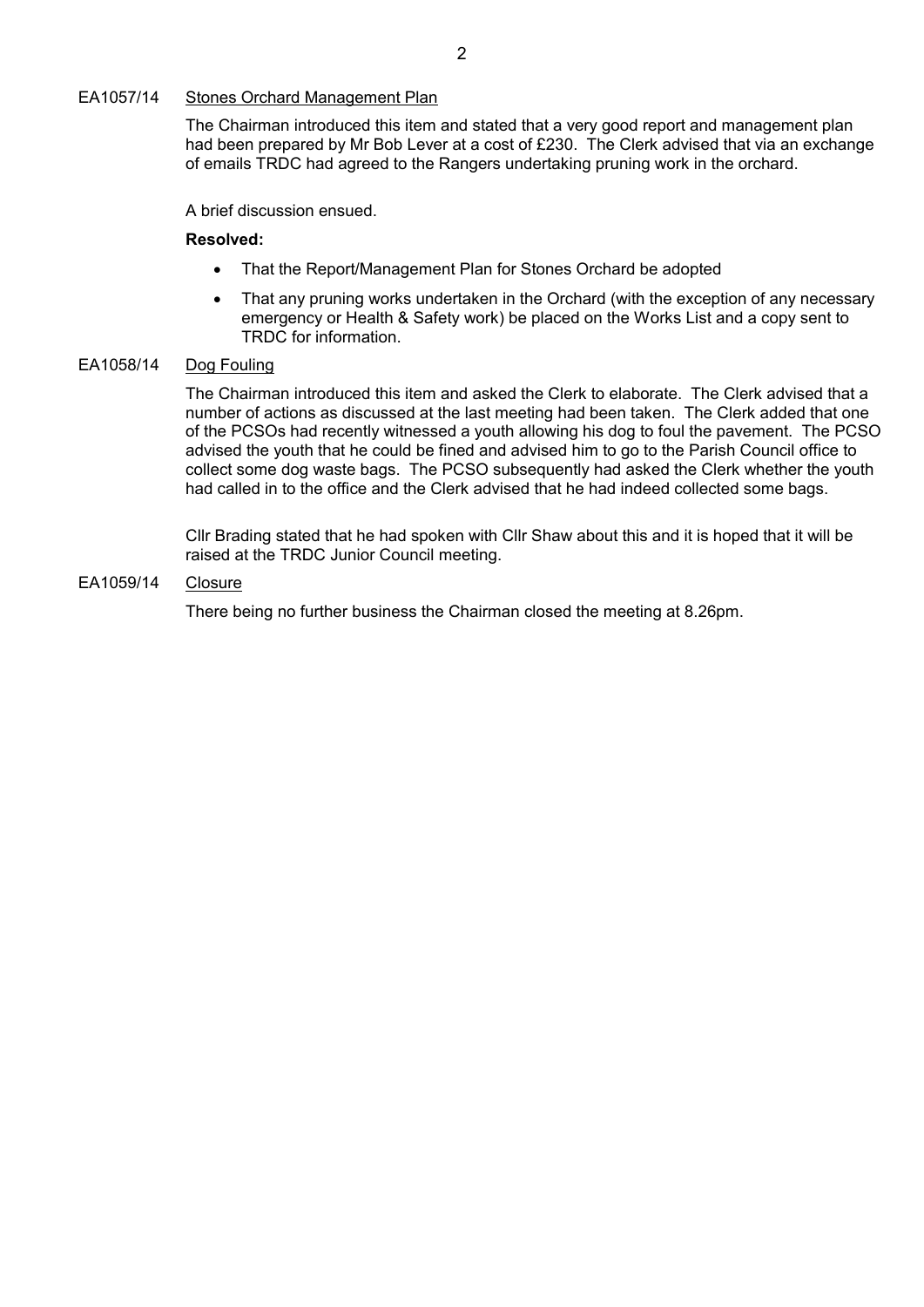EA1057/14 Stones Orchard Management Plan

The Chairman introduced this item and stated that a very good report and management plan had been prepared by Mr Bob Lever at a cost of £230. The Clerk advised that via an exchange of emails TRDC had agreed to the Rangers undertaking pruning work in the orchard.

A brief discussion ensued.

**Resolved:**

- That the Report/Management Plan for Stones Orchard be adopted
- That any pruning works undertaken in the Orchard (with the exception of any necessary emergency or Health & Safety work) be placed on the Works List and a copy sent to TRDC for information.

EA1058/14 Dog Fouling

The Chairman introduced this item and asked the Clerk to elaborate. The Clerk advised that a number of actions as discussed at the last meeting had been taken. The Clerk added that one of the PCSOs had recently witnessed a youth allowing his dog to foul the pavement. The PCSO advised the youth that he could be fined and advised him to go to the Parish Council office to collect some dog waste bags. The PCSO subsequently had asked the Clerk whether the youth had called in to the office and the Clerk advised that he had indeed collected some bags.

Cllr Brading stated that he had spoken with Cllr Shaw about this and it is hoped that it will be raised at the TRDC Junior Council meeting.

EA1059/14 Closure

There being no further business the Chairman closed the meeting at 8.26pm.